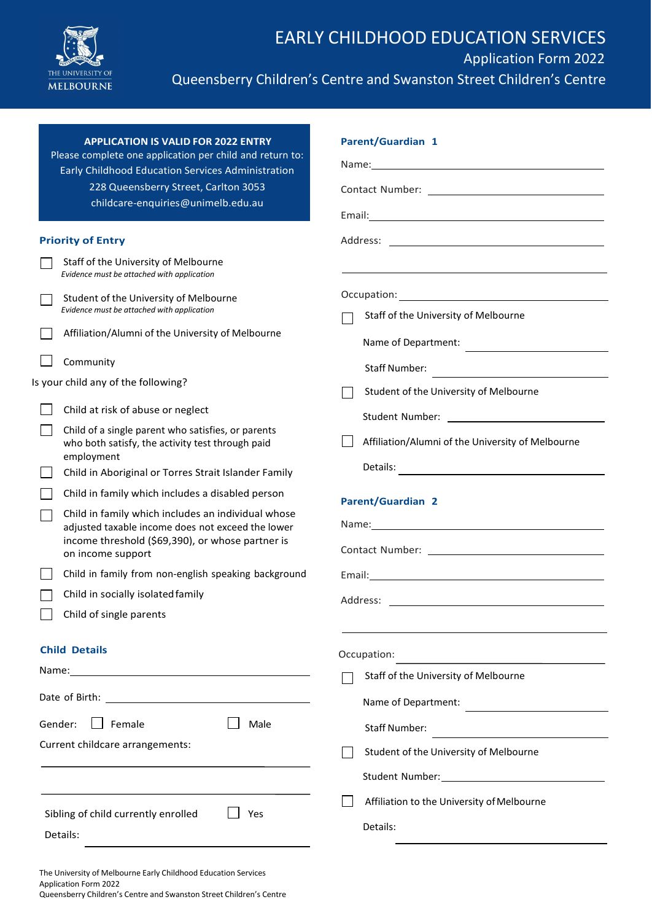# EARLY CHILDHOOD EDUCATION SERVICES

## Application Form 2022

## Queensberry Children's Centre and Swanston Street Children's Centre

**APPLICATION IS VALID FOR 2022 ENTRY**
Please complete one application per child and return to:
Early Childhood Education Services Administration
228 Queensberry Street, Carlton 3053
childcare-enquiries@unimelb.edu.au

### Priority of Entry

- ☐ Staff of the University of Melbourne
  *Evidence must be attached with application*
- ☐ Student of the University of Melbourne
  *Evidence must be attached with application*
- ☐ Affiliation/Alumni of the University of Melbourne
- ☐ Community

Is your child any of the following?

- ☐ Child at risk of abuse or neglect
- ☐ Child of a single parent who satisfies, or parents who both satisfy, the activity test through paid employment
- ☐ Child in Aboriginal or Torres Strait Islander Family
- ☐ Child in family which includes a disabled person
- ☐ Child in family which includes an individual whose adjusted taxable income does not exceed the lower income threshold ($69,390), or whose partner is on income support
- ☐ Child in family from non-english speaking background
- ☐ Child in socially isolated family
- ☐ Child of single parents

### Child Details

Name: ______________________

Date of Birth: ______________________

Gender: ☐ Female ☐ Male

Current childcare arrangements:

______________________

______________________

Sibling of child currently enrolled ☐ Yes

Details: ______________________

### Parent/Guardian 1

Name: ______________________

Contact Number: ______________________

Email: ______________________

Address: ______________________

______________________

Occupation: ______________________

☐ Staff of the University of Melbourne

Name of Department: ______________________

Staff Number: ______________________

☐ Student of the University of Melbourne

Student Number: ______________________

☐ Affiliation/Alumni of the University of Melbourne

Details: ______________________

### Parent/Guardian 2

Name: ______________________

Contact Number: ______________________

Email: ______________________

Address: ______________________

______________________

Occupation: ______________________

☐ Staff of the University of Melbourne

Name of Department: ______________________

Staff Number: ______________________

☐ Student of the University of Melbourne

Student Number: ______________________

☐ Affiliation to the University of Melbourne

Details: ______________________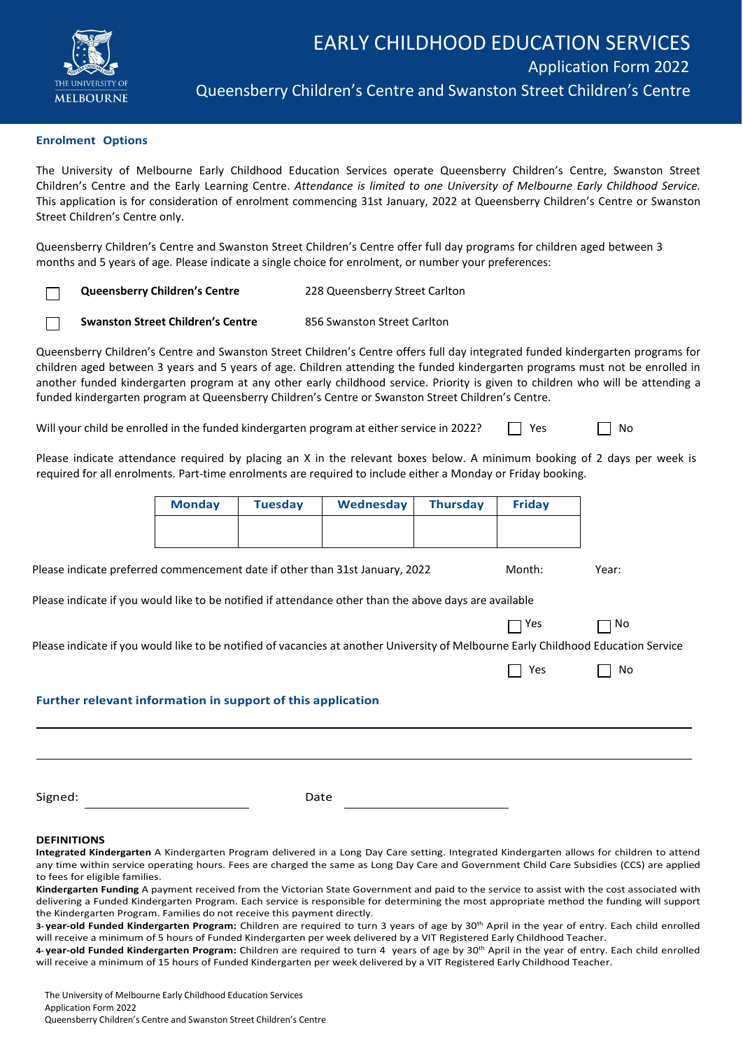# EARLY CHILDHOOD EDUCATION SERVICES

## Application Form 2022

## Queensberry Children's Centre and Swanston Street Children's Centre

### Enrolment Options

The University of Melbourne Early Childhood Education Services operate Queensberry Children's Centre, Swanston Street Children's Centre and the Early Learning Centre. *Attendance is limited to one University of Melbourne Early Childhood Service.* This application is for consideration of enrolment commencing 31st January, 2022 at Queensberry Children's Centre or Swanston Street Children's Centre only.

Queensberry Children's Centre and Swanston Street Children's Centre offer full day programs for children aged between 3 months and 5 years of age. Please indicate a single choice for enrolment, or number your preferences:

☐ **Queensberry Children's Centre** 228 Queensberry Street Carlton

☐ **Swanston Street Children's Centre** 856 Swanston Street Carlton

Queensberry Children's Centre and Swanston Street Children's Centre offers full day integrated funded kindergarten programs for children aged between 3 years and 5 years of age. Children attending the funded kindergarten programs must not be enrolled in another funded kindergarten program at any other early childhood service. Priority is given to children who will be attending a funded kindergarten program at Queensberry Children's Centre or Swanston Street Children's Centre.

Will your child be enrolled in the funded kindergarten program at either service in 2022? ☐ Yes ☐ No

Please indicate attendance required by placing an X in the relevant boxes below. A minimum booking of 2 days per week is required for all enrolments. Part-time enrolments are required to include either a Monday or Friday booking.

| Monday | Tuesday | Wednesday | Thursday | Friday |
|---|---|---|---|---|
| | | | | |

Please indicate preferred commencement date if other than 31st January, 2022 Month: Year:

Please indicate if you would like to be notified if attendance other than the above days are available

☐ Yes ☐ No

Please indicate if you would like to be notified of vacancies at another University of Melbourne Early Childhood Education Service

☐ Yes ☐ No

### Further relevant information in support of this application

\_\_\_\_\_\_\_\_\_\_\_\_\_\_\_\_\_\_\_\_\_\_\_\_\_\_\_\_\_\_\_\_\_\_\_\_\_\_\_\_\_\_\_\_\_\_\_\_

\_\_\_\_\_\_\_\_\_\_\_\_\_\_\_\_\_\_\_\_\_\_\_\_\_\_\_\_\_\_\_\_\_\_\_\_\_\_\_\_\_\_\_\_\_\_\_\_

Signed: \_\_\_\_\_\_\_\_\_\_\_\_\_\_\_\_\_\_\_\_ Date \_\_\_\_\_\_\_\_\_\_\_\_\_\_\_\_\_\_\_\_

**DEFINITIONS**

**Integrated Kindergarten** A Kindergarten Program delivered in a Long Day Care setting. Integrated Kindergarten allows for children to attend any time within service operating hours. Fees are charged the same as Long Day Care and Government Child Care Subsidies (CCS) are applied to fees for eligible families.

**Kindergarten Funding** A payment received from the Victorian State Government and paid to the service to assist with the cost associated with delivering a Funded Kindergarten Program. Each service is responsible for determining the most appropriate method the funding will support the Kindergarten Program. Families do not receive this payment directly.

**3-year-old Funded Kindergarten Program:** Children are required to turn 3 years of age by 30th April in the year of entry. Each child enrolled will receive a minimum of 5 hours of Funded Kindergarten per week delivered by a VIT Registered Early Childhood Teacher.

**4-year-old Funded Kindergarten Program:** Children are required to turn 4 years of age by 30th April in the year of entry. Each child enrolled will receive a minimum of 15 hours of Funded Kindergarten per week delivered by a VIT Registered Early Childhood Teacher.